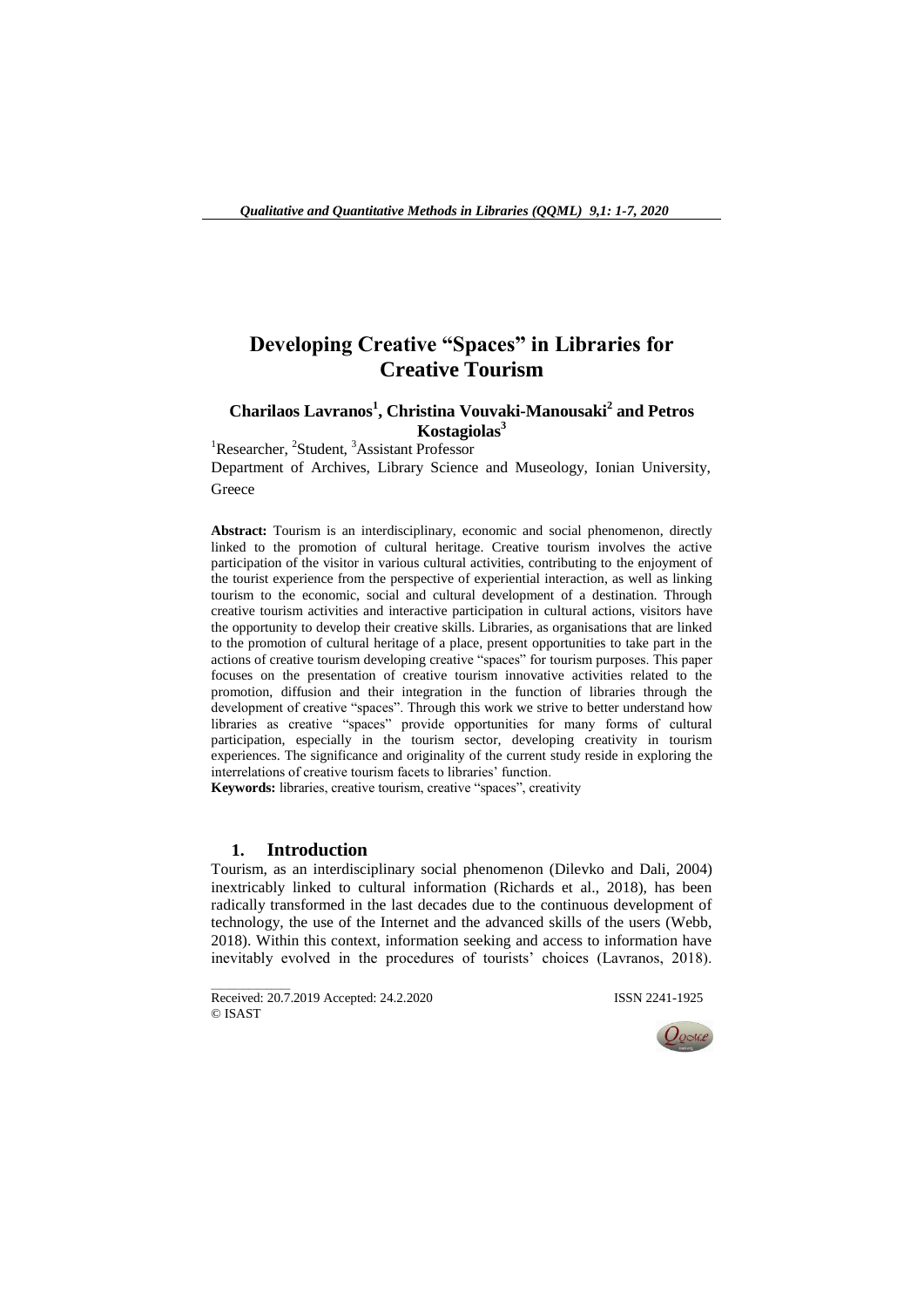# Developing Creative "Spaces" in Libraries for Creative Tourism

**Charilaos Lavranos[1], Christina Vouvaki-Manousaki[2] and Petros Kostagiolas[3]**

[1]Researcher, [2]Student, [3]Assistant Professor

Department of Archives, Library Science and Museology, Ionian University, Greece

**Abstract:** Tourism is an interdisciplinary, economic and social phenomenon, directly linked to the promotion of cultural heritage. Creative tourism involves the active participation of the visitor in various cultural activities, contributing to the enjoyment of the tourist experience from the perspective of experiential interaction, as well as linking tourism to the economic, social and cultural development of a destination. Through creative tourism activities and interactive participation in cultural actions, visitors have the opportunity to develop their creative skills. Libraries, as organisations that are linked to the promotion of cultural heritage of a place, present opportunities to take part in the actions of creative tourism developing creative "spaces" for tourism purposes. This paper focuses on the presentation of creative tourism innovative activities related to the promotion, diffusion and their integration in the function of libraries through the development of creative "spaces". Through this work we strive to better understand how libraries as creative "spaces" provide opportunities for many forms of cultural participation, especially in the tourism sector, developing creativity in tourism experiences. The significance and originality of the current study reside in exploring the interrelations of creative tourism facets to libraries' function.

**Keywords:** libraries, creative tourism, creative "spaces", creativity

## 1. Introduction

Tourism, as an interdisciplinary social phenomenon (Dilevko and Dali, 2004) inextricably linked to cultural information (Richards et al., 2018), has been radically transformed in the last decades due to the continuous development of technology, the use of the Internet and the advanced skills of the users (Webb, 2018). Within this context, information seeking and access to information have inevitably evolved in the procedures of tourists' choices (Lavranos, 2018).

Received: 20.7.2019 Accepted: 24.2.2020 ISSN 2241-1925
© ISAST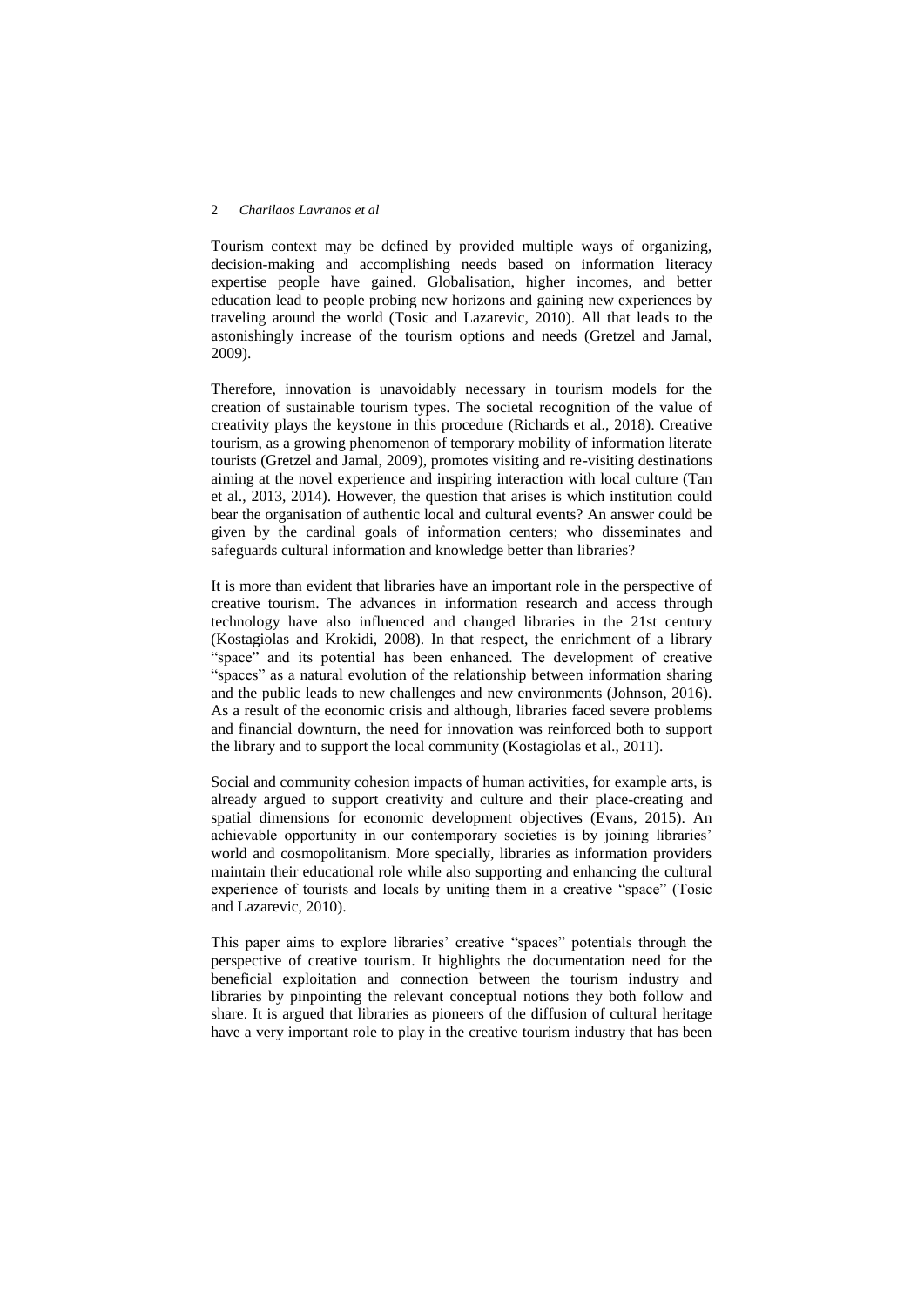Tourism context may be defined by provided multiple ways of organizing, decision-making and accomplishing needs based on information literacy expertise people have gained. Globalisation, higher incomes, and better education lead to people probing new horizons and gaining new experiences by traveling around the world (Tosic and Lazarevic, 2010). All that leads to the astonishingly increase of the tourism options and needs (Gretzel and Jamal, 2009).

Therefore, innovation is unavoidably necessary in tourism models for the creation of sustainable tourism types. The societal recognition of the value of creativity plays the keystone in this procedure (Richards et al., 2018). Creative tourism, as a growing phenomenon of temporary mobility of information literate tourists (Gretzel and Jamal, 2009), promotes visiting and re-visiting destinations aiming at the novel experience and inspiring interaction with local culture (Tan et al., 2013, 2014). However, the question that arises is which institution could bear the organisation of authentic local and cultural events? An answer could be given by the cardinal goals of information centers; who disseminates and safeguards cultural information and knowledge better than libraries?

It is more than evident that libraries have an important role in the perspective of creative tourism. The advances in information research and access through technology have also influenced and changed libraries in the 21st century (Kostagiolas and Krokidi, 2008). In that respect, the enrichment of a library "space" and its potential has been enhanced. The development of creative "spaces" as a natural evolution of the relationship between information sharing and the public leads to new challenges and new environments (Johnson, 2016). As a result of the economic crisis and although, libraries faced severe problems and financial downturn, the need for innovation was reinforced both to support the library and to support the local community (Kostagiolas et al., 2011).

Social and community cohesion impacts of human activities, for example arts, is already argued to support creativity and culture and their place-creating and spatial dimensions for economic development objectives (Evans, 2015). An achievable opportunity in our contemporary societies is by joining libraries' world and cosmopolitanism. More specially, libraries as information providers maintain their educational role while also supporting and enhancing the cultural experience of tourists and locals by uniting them in a creative "space" (Tosic and Lazarevic, 2010).

This paper aims to explore libraries' creative "spaces" potentials through the perspective of creative tourism. It highlights the documentation need for the beneficial exploitation and connection between the tourism industry and libraries by pinpointing the relevant conceptual notions they both follow and share. It is argued that libraries as pioneers of the diffusion of cultural heritage have a very important role to play in the creative tourism industry that has been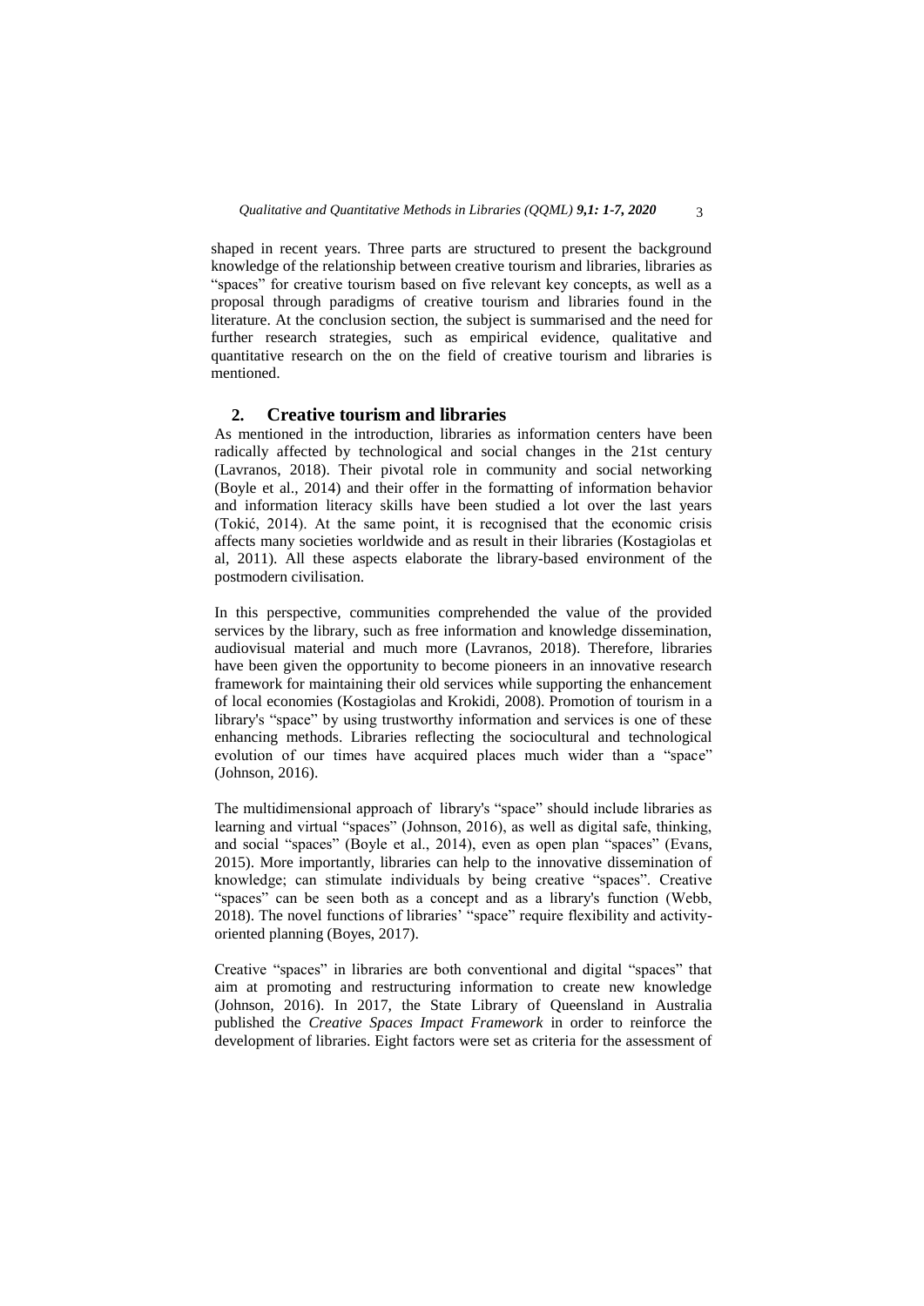shaped in recent years. Three parts are structured to present the background knowledge of the relationship between creative tourism and libraries, libraries as "spaces" for creative tourism based on five relevant key concepts, as well as a proposal through paradigms of creative tourism and libraries found in the literature. At the conclusion section, the subject is summarised and the need for further research strategies, such as empirical evidence, qualitative and quantitative research on the on the field of creative tourism and libraries is mentioned.

## 2. Creative tourism and libraries

As mentioned in the introduction, libraries as information centers have been radically affected by technological and social changes in the 21st century (Lavranos, 2018). Their pivotal role in community and social networking (Boyle et al., 2014) and their offer in the formatting of information behavior and information literacy skills have been studied a lot over the last years (Tokić, 2014). At the same point, it is recognised that the economic crisis affects many societies worldwide and as result in their libraries (Kostagiolas et al, 2011). All these aspects elaborate the library-based environment of the postmodern civilisation.

In this perspective, communities comprehended the value of the provided services by the library, such as free information and knowledge dissemination, audiovisual material and much more (Lavranos, 2018). Therefore, libraries have been given the opportunity to become pioneers in an innovative research framework for maintaining their old services while supporting the enhancement of local economies (Kostagiolas and Krokidi, 2008). Promotion of tourism in a library's "space" by using trustworthy information and services is one of these enhancing methods. Libraries reflecting the sociocultural and technological evolution of our times have acquired places much wider than a "space" (Johnson, 2016).

The multidimensional approach of library's "space" should include libraries as learning and virtual "spaces" (Johnson, 2016), as well as digital safe, thinking, and social "spaces" (Boyle et al., 2014), even as open plan "spaces" (Evans, 2015). More importantly, libraries can help to the innovative dissemination of knowledge; can stimulate individuals by being creative "spaces". Creative "spaces" can be seen both as a concept and as a library's function (Webb, 2018). The novel functions of libraries' "space" require flexibility and activity-oriented planning (Boyes, 2017).

Creative "spaces" in libraries are both conventional and digital "spaces" that aim at promoting and restructuring information to create new knowledge (Johnson, 2016). In 2017, the State Library of Queensland in Australia published the *Creative Spaces Impact Framework* in order to reinforce the development of libraries. Eight factors were set as criteria for the assessment of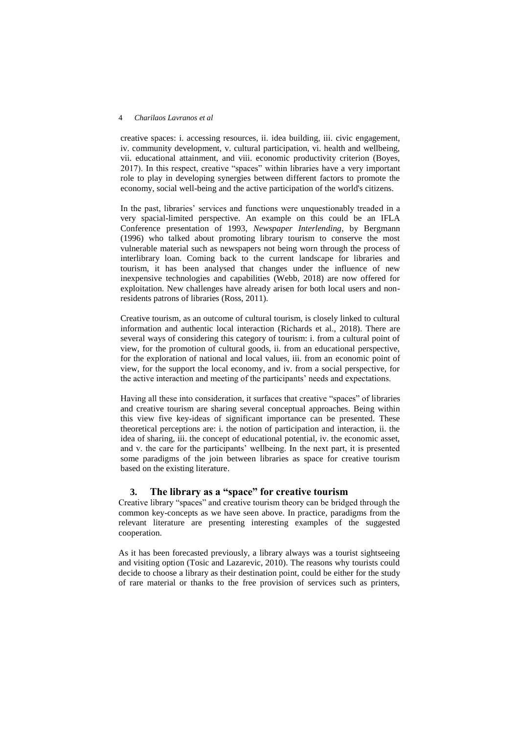creative spaces: i. accessing resources, ii. idea building, iii. civic engagement, iv. community development, v. cultural participation, vi. health and wellbeing, vii. educational attainment, and viii. economic productivity criterion (Boyes, 2017). In this respect, creative "spaces" within libraries have a very important role to play in developing synergies between different factors to promote the economy, social well-being and the active participation of the world's citizens.

In the past, libraries' services and functions were unquestionably treaded in a very spacial-limited perspective. An example on this could be an IFLA Conference presentation of 1993, *Newspaper Interlending*, by Bergmann (1996) who talked about promoting library tourism to conserve the most vulnerable material such as newspapers not being worn through the process of interlibrary loan. Coming back to the current landscape for libraries and tourism, it has been analysed that changes under the influence of new inexpensive technologies and capabilities (Webb, 2018) are now offered for exploitation. New challenges have already arisen for both local users and non-residents patrons of libraries (Ross, 2011).

Creative tourism, as an outcome of cultural tourism, is closely linked to cultural information and authentic local interaction (Richards et al., 2018). There are several ways of considering this category of tourism: i. from a cultural point of view, for the promotion of cultural goods, ii. from an educational perspective, for the exploration of national and local values, iii. from an economic point of view, for the support the local economy, and iv. from a social perspective, for the active interaction and meeting of the participants' needs and expectations.

Having all these into consideration, it surfaces that creative "spaces" of libraries and creative tourism are sharing several conceptual approaches. Being within this view five key-ideas of significant importance can be presented. These theoretical perceptions are: i. the notion of participation and interaction, ii. the idea of sharing, iii. the concept of educational potential, iv. the economic asset, and v. the care for the participants' wellbeing. In the next part, it is presented some paradigms of the join between libraries as space for creative tourism based on the existing literature.

## 3. The library as a "space" for creative tourism

Creative library "spaces" and creative tourism theory can be bridged through the common key-concepts as we have seen above. In practice, paradigms from the relevant literature are presenting interesting examples of the suggested cooperation.

As it has been forecasted previously, a library always was a tourist sightseeing and visiting option (Tosic and Lazarevic, 2010). The reasons why tourists could decide to choose a library as their destination point, could be either for the study of rare material or thanks to the free provision of services such as printers,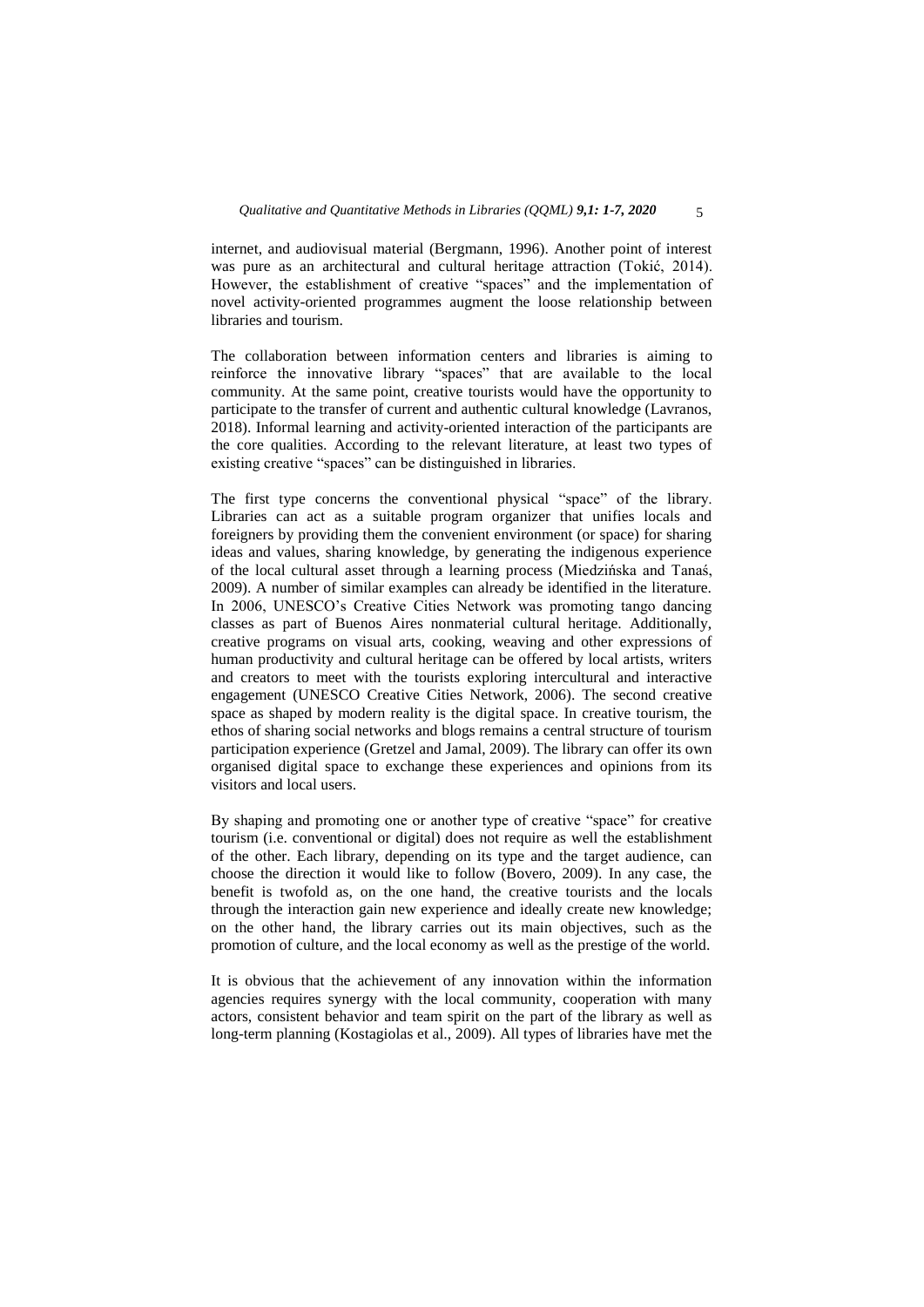internet, and audiovisual material (Bergmann, 1996). Another point of interest was pure as an architectural and cultural heritage attraction (Tokić, 2014). However, the establishment of creative "spaces" and the implementation of novel activity-oriented programmes augment the loose relationship between libraries and tourism.

The collaboration between information centers and libraries is aiming to reinforce the innovative library "spaces" that are available to the local community. At the same point, creative tourists would have the opportunity to participate to the transfer of current and authentic cultural knowledge (Lavranos, 2018). Informal learning and activity-oriented interaction of the participants are the core qualities. According to the relevant literature, at least two types of existing creative "spaces" can be distinguished in libraries.

The first type concerns the conventional physical "space" of the library. Libraries can act as a suitable program organizer that unifies locals and foreigners by providing them the convenient environment (or space) for sharing ideas and values, sharing knowledge, by generating the indigenous experience of the local cultural asset through a learning process (Miedzińska and Tanaś, 2009). A number of similar examples can already be identified in the literature. In 2006, UNESCO's Creative Cities Network was promoting tango dancing classes as part of Buenos Aires nonmaterial cultural heritage. Additionally, creative programs on visual arts, cooking, weaving and other expressions of human productivity and cultural heritage can be offered by local artists, writers and creators to meet with the tourists exploring intercultural and interactive engagement (UNESCO Creative Cities Network, 2006). The second creative space as shaped by modern reality is the digital space. In creative tourism, the ethos of sharing social networks and blogs remains a central structure of tourism participation experience (Gretzel and Jamal, 2009). The library can offer its own organised digital space to exchange these experiences and opinions from its visitors and local users.

By shaping and promoting one or another type of creative "space" for creative tourism (i.e. conventional or digital) does not require as well the establishment of the other. Each library, depending on its type and the target audience, can choose the direction it would like to follow (Bovero, 2009). In any case, the benefit is twofold as, on the one hand, the creative tourists and the locals through the interaction gain new experience and ideally create new knowledge; on the other hand, the library carries out its main objectives, such as the promotion of culture, and the local economy as well as the prestige of the world.

It is obvious that the achievement of any innovation within the information agencies requires synergy with the local community, cooperation with many actors, consistent behavior and team spirit on the part of the library as well as long-term planning (Kostagiolas et al., 2009). All types of libraries have met the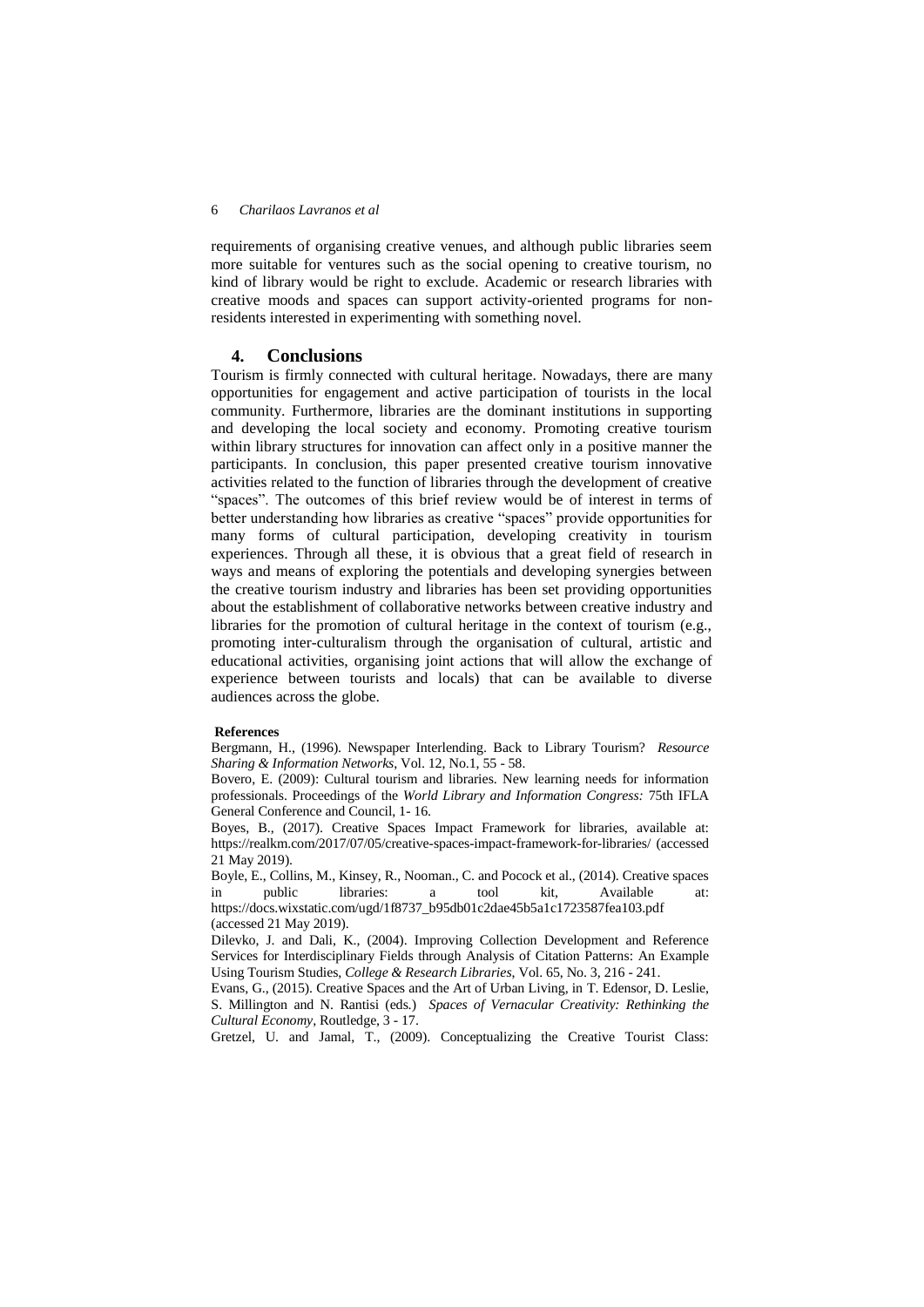requirements of organising creative venues, and although public libraries seem more suitable for ventures such as the social opening to creative tourism, no kind of library would be right to exclude. Academic or research libraries with creative moods and spaces can support activity-oriented programs for non-residents interested in experimenting with something novel.

## 4. Conclusions

Tourism is firmly connected with cultural heritage. Nowadays, there are many opportunities for engagement and active participation of tourists in the local community. Furthermore, libraries are the dominant institutions in supporting and developing the local society and economy. Promoting creative tourism within library structures for innovation can affect only in a positive manner the participants. In conclusion, this paper presented creative tourism innovative activities related to the function of libraries through the development of creative "spaces". The outcomes of this brief review would be of interest in terms of better understanding how libraries as creative "spaces" provide opportunities for many forms of cultural participation, developing creativity in tourism experiences. Through all these, it is obvious that a great field of research in ways and means of exploring the potentials and developing synergies between the creative tourism industry and libraries has been set providing opportunities about the establishment of collaborative networks between creative industry and libraries for the promotion of cultural heritage in the context of tourism (e.g., promoting inter-culturalism through the organisation of cultural, artistic and educational activities, organising joint actions that will allow the exchange of experience between tourists and locals) that can be available to diverse audiences across the globe.

**References**

Bergmann, H., (1996). Newspaper Interlending. Back to Library Tourism? *Resource Sharing & Information Networks*, Vol. 12, No.1, 55 - 58.

Bovero, E. (2009): Cultural tourism and libraries. New learning needs for information professionals. Proceedings of the *World Library and Information Congress:* 75th IFLA General Conference and Council, 1- 16.

Boyes, B., (2017). Creative Spaces Impact Framework for libraries, available at: https://realkm.com/2017/07/05/creative-spaces-impact-framework-for-libraries/ (accessed 21 May 2019).

Boyle, E., Collins, M., Kinsey, R., Nooman., C. and Pocock et al., (2014). Creative spaces in public libraries: a tool kit, Available at: https://docs.wixstatic.com/ugd/1f8737_b95db01c2dae45b5a1c1723587fea103.pdf (accessed 21 May 2019).

Dilevko, J. and Dali, K., (2004). Improving Collection Development and Reference Services for Interdisciplinary Fields through Analysis of Citation Patterns: An Example Using Tourism Studies, *College & Research Libraries*, Vol. 65, No. 3, 216 - 241.

Evans, G., (2015). Creative Spaces and the Art of Urban Living, in T. Edensor, D. Leslie, S. Millington and N. Rantisi (eds.) *Spaces of Vernacular Creativity: Rethinking the Cultural Economy*, Routledge, 3 - 17.

Gretzel, U. and Jamal, T., (2009). Conceptualizing the Creative Tourist Class: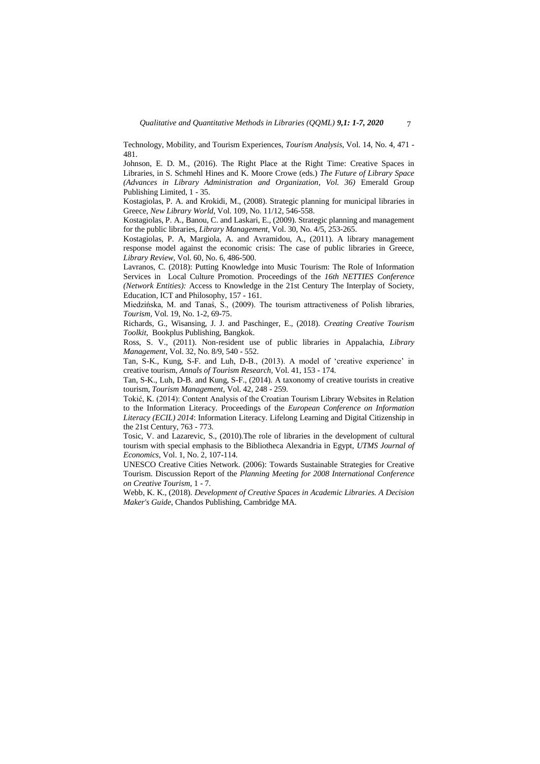Technology, Mobility, and Tourism Experiences, *Tourism Analysis*, Vol. 14, No. 4, 471 - 481.

Johnson, E. D. M., (2016). The Right Place at the Right Time: Creative Spaces in Libraries, in S. Schmehl Hines and K. Moore Crowe (eds.) *The Future of Library Space (Advances in Library Administration and Organization, Vol. 36)* Emerald Group Publishing Limited, 1 - 35.

Kostagiolas, P. A. and Krokidi, M., (2008). Strategic planning for municipal libraries in Greece, *New Library World*, Vol. 109, No. 11/12, 546-558.

Kostagiolas, P. A., Banou, C. and Laskari, E., (2009). Strategic planning and management for the public libraries, *Library Management*, Vol. 30, No. 4/5, 253-265.

Kostagiolas, P. A, Margiola, A. and Avramidou, A., (2011). A library management response model against the economic crisis: The case of public libraries in Greece, *Library Review*, Vol. 60, No. 6, 486-500.

Lavranos, C. (2018): Putting Knowledge into Music Tourism: The Role of Information Services in Local Culture Promotion. Proceedings of the *16th NETTIES Conference (Network Entities):* Access to Knowledge in the 21st Century The Interplay of Society, Education, ICT and Philosophy, 157 - 161.

Miedzińska, M. and Tanaś, S., (2009). The tourism attractiveness of Polish libraries, *Tourism*, Vol. 19, No. 1-2, 69-75.

Richards, G., Wisansing, J. J. and Paschinger, E., (2018). *Creating Creative Tourism Toolkit*, Bookplus Publishing, Bangkok.

Ross, S. V., (2011). Non-resident use of public libraries in Appalachia, *Library Management*, Vol. 32, No. 8/9, 540 - 552.

Tan, S-K., Kung, S-F. and Luh, D-B., (2013). A model of 'creative experience' in creative tourism, *Annals of Tourism Research*, Vol. 41, 153 - 174.

Tan, S-K., Luh, D-B. and Kung, S-F., (2014). A taxonomy of creative tourists in creative tourism, *Tourism Management*, Vol. 42, 248 - 259.

Tokić, K. (2014): Content Analysis of the Croatian Tourism Library Websites in Relation to the Information Literacy. Proceedings of the *European Conference on Information Literacy (ECIL) 2014*: Information Literacy. Lifelong Learning and Digital Citizenship in the 21st Century, 763 - 773.

Tosic, V. and Lazarevic, S., (2010).The role of libraries in the development of cultural tourism with special emphasis to the Bibliotheca Alexandria in Egypt, *UTMS Journal of Economics*, Vol. 1, No. 2, 107-114.

UNESCO Creative Cities Network. (2006): Towards Sustainable Strategies for Creative Tourism. Discussion Report of the *Planning Meeting for 2008 International Conference on Creative Tourism*, 1 - 7.

Webb, K. K., (2018). *Development of Creative Spaces in Academic Libraries. A Decision Maker's Guide*, Chandos Publishing, Cambridge MA.